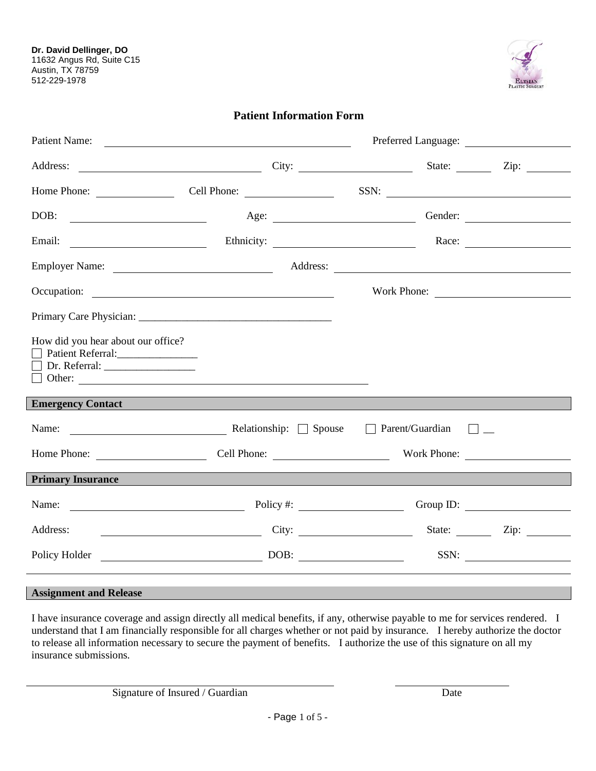**Dr. David Dellinger, DO**
11632 Angus Rd, Suite C15
Austin, TX 78759
512-229-1978

# Patient Information Form

Patient Name: ______________________________ Preferred Language: ______________

Address: ______________________ City: ______________ State: ______ Zip: ______

Home Phone: __________ Cell Phone: __________ SSN: ______________________

DOB: ______________ Age: ______________ Gender: ______________

Email: ______________ Ethnicity: ______________ Race: ______________

Employer Name: ______________ Address: ______________________________

Occupation: ______________________________ Work Phone: ______________

Primary Care Physician: ___________________________________

How did you hear about our office?

- ☐ Patient Referral:_______________
- ☐ Dr. Referral: _________________
- ☐ Other: ______________________________

## Emergency Contact

Name: ______________________ Relationship: ☐ Spouse ☐ Parent/Guardian ☐ __

Home Phone: ______________ Cell Phone: ______________ Work Phone: ______________

## Primary Insurance

Name: ______________________ Policy #: ______________ Group ID: ______________

Address: ______________________ City: ______________ State: ______ Zip: ______

Policy Holder ______________________ DOB: ______________ SSN: ______________

## Assignment and Release

I have insurance coverage and assign directly all medical benefits, if any, otherwise payable to me for services rendered. I understand that I am financially responsible for all charges whether or not paid by insurance. I hereby authorize the doctor to release all information necessary to secure the payment of benefits. I authorize the use of this signature on all my insurance submissions.

______________________________ Signature of Insured / Guardian

______________ Date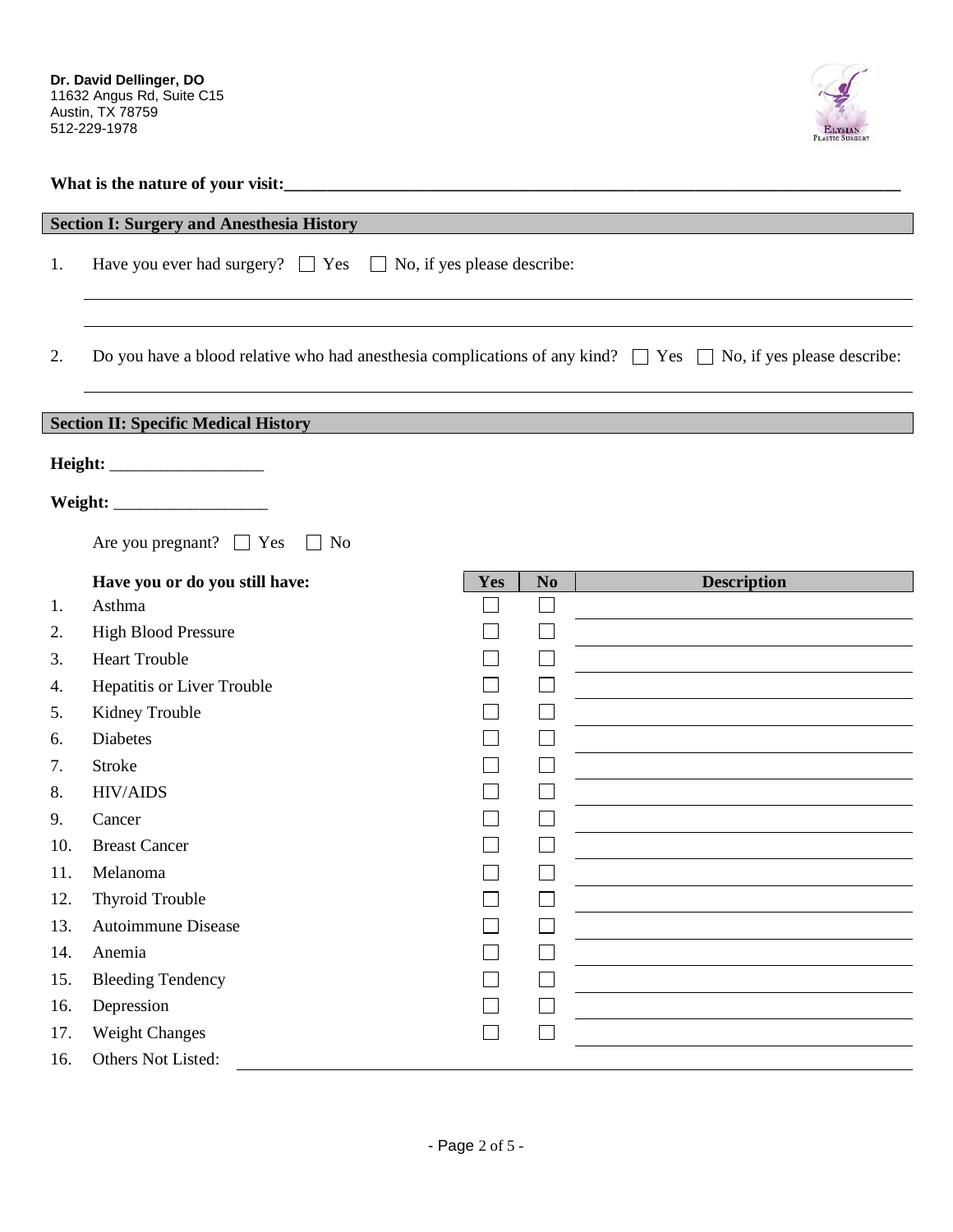**Dr. David Dellinger, DO**
11632 Angus Rd, Suite C15
Austin, TX 78759
512-229-1978

**What is the nature of your visit:**\_\_\_\_\_\_\_\_\_\_\_\_\_\_\_\_\_\_\_\_\_\_\_\_\_\_\_\_\_\_\_\_\_\_\_\_\_\_\_\_\_\_\_\_\_\_\_\_\_\_\_\_\_\_\_\_\_\_\_\_

## Section I: Surgery and Anesthesia History

1. Have you ever had surgery? ☐ Yes ☐ No, if yes please describe:

\_\_\_\_\_\_\_\_\_\_\_\_\_\_\_\_\_\_\_\_\_\_\_\_\_\_\_\_\_\_\_\_\_\_\_\_\_\_\_\_\_\_\_\_\_\_\_\_\_\_\_\_\_\_\_\_\_\_\_\_

\_\_\_\_\_\_\_\_\_\_\_\_\_\_\_\_\_\_\_\_\_\_\_\_\_\_\_\_\_\_\_\_\_\_\_\_\_\_\_\_\_\_\_\_\_\_\_\_\_\_\_\_\_\_\_\_\_\_\_\_

2. Do you have a blood relative who had anesthesia complications of any kind? ☐ Yes ☐ No, if yes please describe:

\_\_\_\_\_\_\_\_\_\_\_\_\_\_\_\_\_\_\_\_\_\_\_\_\_\_\_\_\_\_\_\_\_\_\_\_\_\_\_\_\_\_\_\_\_\_\_\_\_\_\_\_\_\_\_\_\_\_\_\_

## Section II: Specific Medical History

**Height:** \_\_\_\_\_\_\_\_\_\_\_\_\_\_\_\_\_\_

**Weight:** \_\_\_\_\_\_\_\_\_\_\_\_\_\_\_\_\_\_

Are you pregnant? ☐ Yes ☐ No

| | Have you or do you still have: | Yes | No | Description |
|---|---|---|---|---|
| 1. | Asthma | ☐ | ☐ | |
| 2. | High Blood Pressure | ☐ | ☐ | |
| 3. | Heart Trouble | ☐ | ☐ | |
| 4. | Hepatitis or Liver Trouble | ☐ | ☐ | |
| 5. | Kidney Trouble | ☐ | ☐ | |
| 6. | Diabetes | ☐ | ☐ | |
| 7. | Stroke | ☐ | ☐ | |
| 8. | HIV/AIDS | ☐ | ☐ | |
| 9. | Cancer | ☐ | ☐ | |
| 10. | Breast Cancer | ☐ | ☐ | |
| 11. | Melanoma | ☐ | ☐ | |
| 12. | Thyroid Trouble | ☐ | ☐ | |
| 13. | Autoimmune Disease | ☐ | ☐ | |
| 14. | Anemia | ☐ | ☐ | |
| 15. | Bleeding Tendency | ☐ | ☐ | |
| 16. | Depression | ☐ | ☐ | |
| 17. | Weight Changes | ☐ | ☐ | |
| 16. | Others Not Listed: | | | |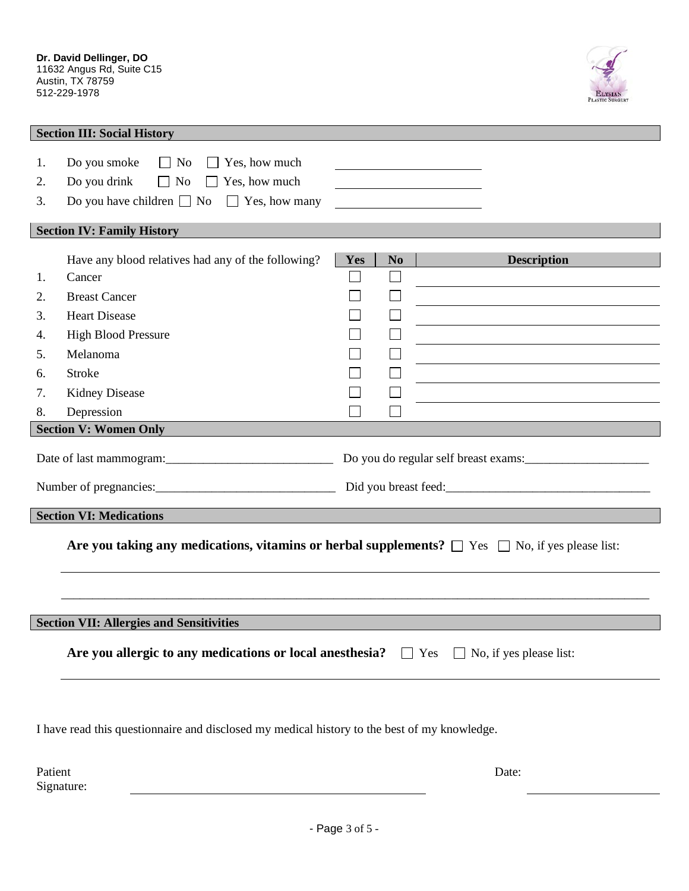**Dr. David Dellinger, DO**
11632 Angus Rd, Suite C15
Austin, TX 78759
512-229-1978

## Section III: Social History

1. Do you smoke ☐ No ☐ Yes, how much ____________________
2. Do you drink ☐ No ☐ Yes, how much ____________________
3. Do you have children ☐ No ☐ Yes, how many ____________________

## Section IV: Family History

| | Have any blood relatives had any of the following? | Yes | No | Description |
|---|---|---|---|---|
| 1. | Cancer | ☐ | ☐ | |
| 2. | Breast Cancer | ☐ | ☐ | |
| 3. | Heart Disease | ☐ | ☐ | |
| 4. | High Blood Pressure | ☐ | ☐ | |
| 5. | Melanoma | ☐ | ☐ | |
| 6. | Stroke | ☐ | ☐ | |
| 7. | Kidney Disease | ☐ | ☐ | |
| 8. | Depression | ☐ | ☐ | |

## Section V: Women Only

Date of last mammogram:___________________________ Do you do regular self breast exams:____________________

Number of pregnancies:_____________________________ Did you breast feed:_________________________________

## Section VI: Medications

**Are you taking any medications, vitamins or herbal supplements?** ☐ Yes ☐ No, if yes please list:

________________________________________________________________________________________________

________________________________________________________________________________________________

## Section VII: Allergies and Sensitivities

**Are you allergic to any medications or local anesthesia?** ☐ Yes ☐ No, if yes please list:

________________________________________________________________________________________________

I have read this questionnaire and disclosed my medical history to the best of my knowledge.

Patient Signature: ________________________________________ Date: ____________________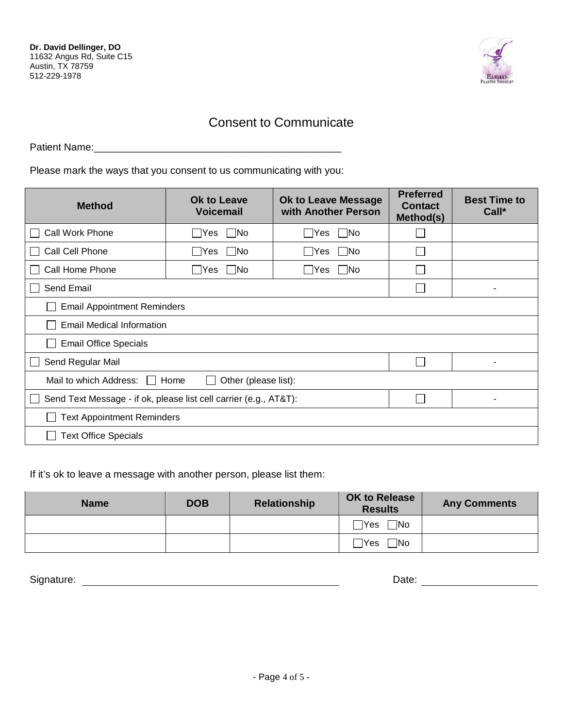**Dr. David Dellinger, DO**
11632 Angus Rd, Suite C15
Austin, TX 78759
512-229-1978

# Consent to Communicate

Patient Name:_____________________________________________

Please mark the ways that you consent to us communicating with you:

| Method | Ok to Leave Voicemail | Ok to Leave Message with Another Person | Preferred Contact Method(s) | Best Time to Call* |
|---|---|---|---|---|
| ☐ Call Work Phone | ☐Yes ☐No | ☐Yes ☐No | ☐ | |
| ☐ Call Cell Phone | ☐Yes ☐No | ☐Yes ☐No | ☐ | |
| ☐ Call Home Phone | ☐Yes ☐No | ☐Yes ☐No | ☐ | |
| ☐ Send Email | | | ☐ | - |
| ☐ Email Appointment Reminders | | | | |
| ☐ Email Medical Information | | | | |
| ☐ Email Office Specials | | | | |
| ☐ Send Regular Mail | | | ☐ | - |
| Mail to which Address: ☐ Home ☐ Other (please list): | | | | |
| ☐ Send Text Message - if ok, please list cell carrier (e.g., AT&T): | | | ☐ | - |
| ☐ Text Appointment Reminders | | | | |
| ☐ Text Office Specials | | | | |

If it's ok to leave a message with another person, please list them:

| Name | DOB | Relationship | OK to Release Results | Any Comments |
|---|---|---|---|---|
| | | | ☐Yes ☐No | |
| | | | ☐Yes ☐No | |

Signature: _____________________________________________ Date: ____________________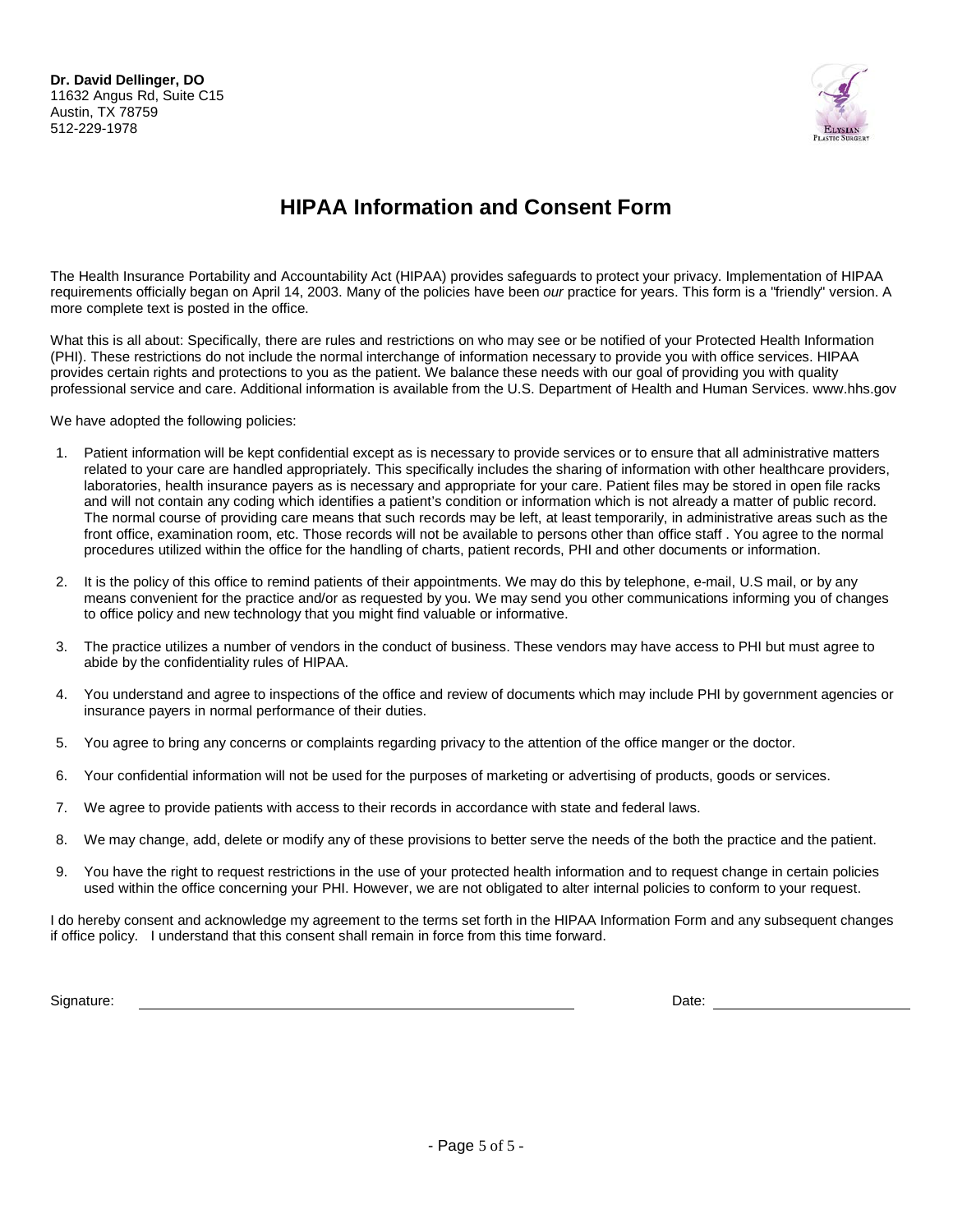**Dr. David Dellinger, DO**
11632 Angus Rd, Suite C15
Austin, TX 78759
512-229-1978

# HIPAA Information and Consent Form

The Health Insurance Portability and Accountability Act (HIPAA) provides safeguards to protect your privacy. Implementation of HIPAA requirements officially began on April 14, 2003. Many of the policies have been *our* practice for years. This form is a "friendly" version. A more complete text is posted in the office.

What this is all about: Specifically, there are rules and restrictions on who may see or be notified of your Protected Health Information (PHI). These restrictions do not include the normal interchange of information necessary to provide you with office services. HIPAA provides certain rights and protections to you as the patient. We balance these needs with our goal of providing you with quality professional service and care. Additional information is available from the U.S. Department of Health and Human Services. www.hhs.gov

We have adopted the following policies:

1. Patient information will be kept confidential except as is necessary to provide services or to ensure that all administrative matters related to your care are handled appropriately. This specifically includes the sharing of information with other healthcare providers, laboratories, health insurance payers as is necessary and appropriate for your care. Patient files may be stored in open file racks and will not contain any coding which identifies a patient's condition or information which is not already a matter of public record. The normal course of providing care means that such records may be left, at least temporarily, in administrative areas such as the front office, examination room, etc. Those records will not be available to persons other than office staff . You agree to the normal procedures utilized within the office for the handling of charts, patient records, PHI and other documents or information.

2. It is the policy of this office to remind patients of their appointments. We may do this by telephone, e-mail, U.S mail, or by any means convenient for the practice and/or as requested by you. We may send you other communications informing you of changes to office policy and new technology that you might find valuable or informative.

3. The practice utilizes a number of vendors in the conduct of business. These vendors may have access to PHI but must agree to abide by the confidentiality rules of HIPAA.

4. You understand and agree to inspections of the office and review of documents which may include PHI by government agencies or insurance payers in normal performance of their duties.

5. You agree to bring any concerns or complaints regarding privacy to the attention of the office manger or the doctor.

6. Your confidential information will not be used for the purposes of marketing or advertising of products, goods or services.

7. We agree to provide patients with access to their records in accordance with state and federal laws.

8. We may change, add, delete or modify any of these provisions to better serve the needs of the both the practice and the patient.

9. You have the right to request restrictions in the use of your protected health information and to request change in certain policies used within the office concerning your PHI. However, we are not obligated to alter internal policies to conform to your request.

I do hereby consent and acknowledge my agreement to the terms set forth in the HIPAA Information Form and any subsequent changes if office policy. I understand that this consent shall remain in force from this time forward.

Signature: ______________________________ Date: ____________________